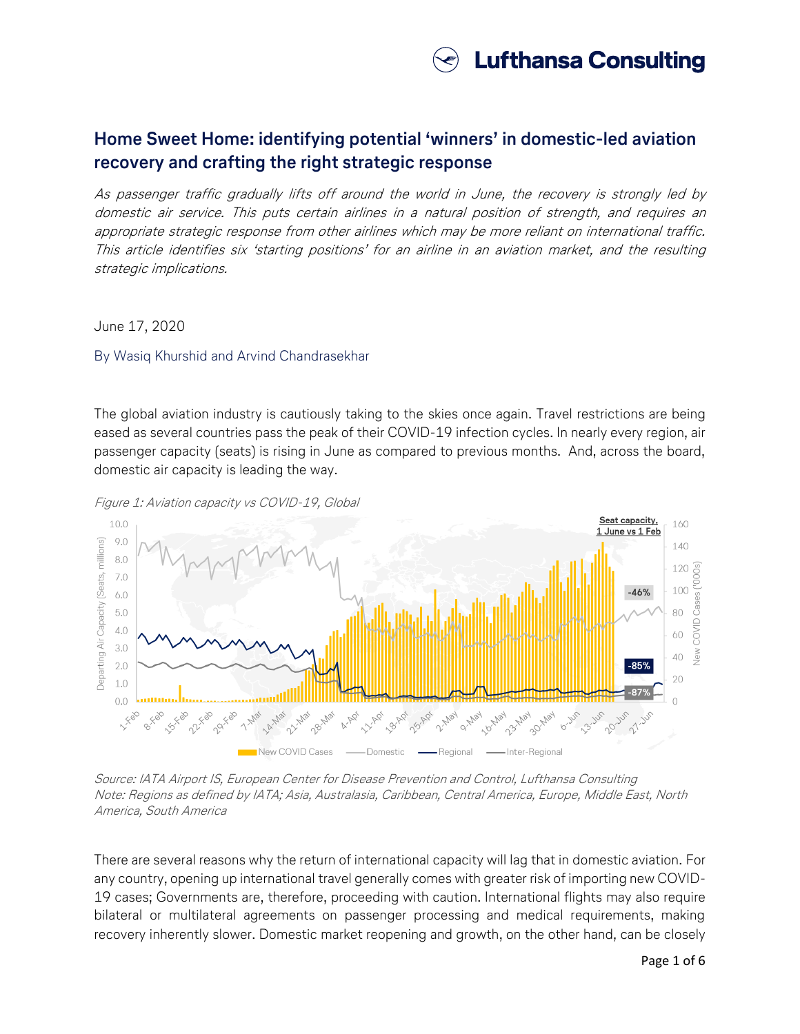## Home Sweet Home: identifying potential 'winners' in domestic-led aviation recovery and crafting the right strategic response

*As passenger traffic gradually lifts off around the world in June, the recovery is strongly led by domestic air service. This puts certain airlines in a natural position of strength, and requires an appropriate strategic response from other airlines which may be more reliant on international traffic. This article identifies six 'starting positions' for an airline in an aviation market, and the resulting strategic implications.*

June 17, 2020

By Wasiq Khurshid and Arvind Chandrasekhar

The global aviation industry is cautiously taking to the skies once again. Travel restrictions are being eased as several countries pass the peak of their COVID-19 infection cycles. In nearly every region, air passenger capacity (seats) is rising in June as compared to previous months. And, across the board, domestic air capacity is leading the way.

*Figure 1: Aviation capacity vs COVID-19, Global*

*Source: IATA Airport IS, European Center for Disease Prevention and Control, Lufthansa Consulting*
*Note: Regions as defined by IATA; Asia, Australasia, Caribbean, Central America, Europe, Middle East, North America, South America*

There are several reasons why the return of international capacity will lag that in domestic aviation. For any country, opening up international travel generally comes with greater risk of importing new COVID-19 cases; Governments are, therefore, proceeding with caution. International flights may also require bilateral or multilateral agreements on passenger processing and medical requirements, making recovery inherently slower. Domestic market reopening and growth, on the other hand, can be closely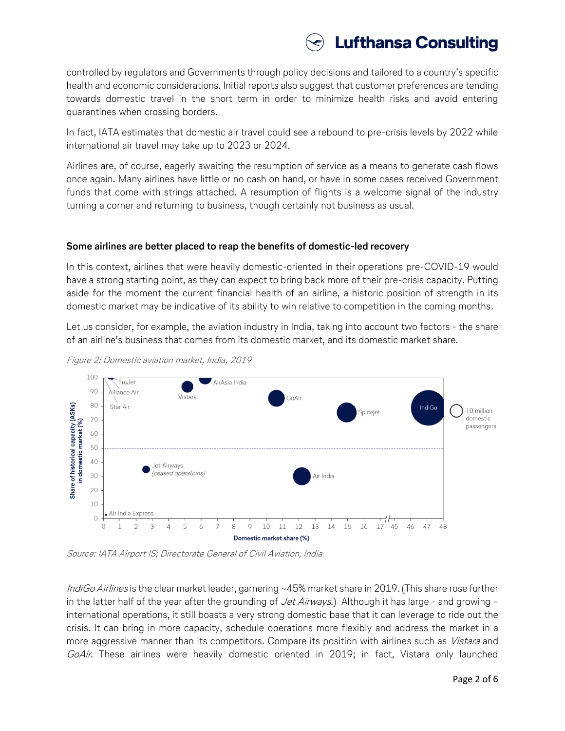controlled by regulators and Governments through policy decisions and tailored to a country's specific health and economic considerations. Initial reports also suggest that customer preferences are tending towards domestic travel in the short term in order to minimize health risks and avoid entering quarantines when crossing borders.

In fact, IATA estimates that domestic air travel could see a rebound to pre-crisis levels by 2022 while international air travel may take up to 2023 or 2024.

Airlines are, of course, eagerly awaiting the resumption of service as a means to generate cash flows once again. Many airlines have little or no cash on hand, or have in some cases received Government funds that come with strings attached. A resumption of flights is a welcome signal of the industry turning a corner and returning to business, though certainly not business as usual.

**Some airlines are better placed to reap the benefits of domestic-led recovery**

In this context, airlines that were heavily domestic-oriented in their operations pre-COVID-19 would have a strong starting point, as they can expect to bring back more of their pre-crisis capacity. Putting aside for the moment the current financial health of an airline, a historic position of strength in its domestic market may be indicative of its ability to win relative to competition in the coming months.

Let us consider, for example, the aviation industry in India, taking into account two factors - the share of an airline's business that comes from its domestic market, and its domestic market share.

*Figure 2: Domestic aviation market, India, 2019*

*Source: IATA Airport IS; Directorate General of Civil Aviation, India*

*IndiGo Airlines* is the clear market leader, garnering ~45% market share in 2019. (This share rose further in the latter half of the year after the grounding of *Jet Airways*.) Although it has large - and growing – international operations, it still boasts a very strong domestic base that it can leverage to ride out the crisis. It can bring in more capacity, schedule operations more flexibly and address the market in a more aggressive manner than its competitors. Compare its position with airlines such as *Vistara* and *GoAir*. These airlines were heavily domestic oriented in 2019; in fact, Vistara only launched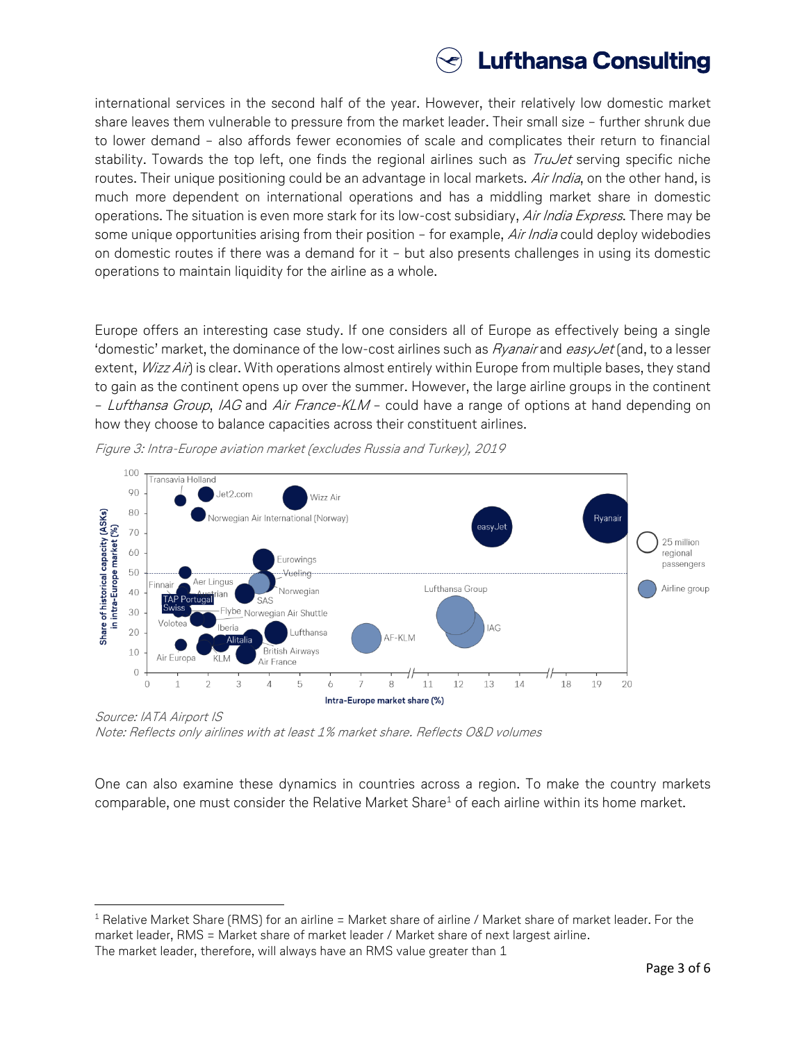international services in the second half of the year. However, their relatively low domestic market share leaves them vulnerable to pressure from the market leader. Their small size – further shrunk due to lower demand – also affords fewer economies of scale and complicates their return to financial stability. Towards the top left, one finds the regional airlines such as *TruJet* serving specific niche routes. Their unique positioning could be an advantage in local markets. *Air India*, on the other hand, is much more dependent on international operations and has a middling market share in domestic operations. The situation is even more stark for its low-cost subsidiary, *Air India Express*. There may be some unique opportunities arising from their position – for example, *Air India* could deploy widebodies on domestic routes if there was a demand for it – but also presents challenges in using its domestic operations to maintain liquidity for the airline as a whole.

Europe offers an interesting case study. If one considers all of Europe as effectively being a single 'domestic' market, the dominance of the low-cost airlines such as *Ryanair* and *easyJet* (and, to a lesser extent, *Wizz Air*) is clear. With operations almost entirely within Europe from multiple bases, they stand to gain as the continent opens up over the summer. However, the large airline groups in the continent – *Lufthansa Group*, *IAG* and *Air France-KLM* – could have a range of options at hand depending on how they choose to balance capacities across their constituent airlines.

*Figure 3: Intra-Europe aviation market (excludes Russia and Turkey), 2019*

*Source: IATA Airport IS*
*Note: Reflects only airlines with at least 1% market share. Reflects O&D volumes*

One can also examine these dynamics in countries across a region. To make the country markets comparable, one must consider the Relative Market Share[1] of each airline within its home market.

---

[1] Relative Market Share (RMS) for an airline = Market share of airline / Market share of market leader. For the market leader, RMS = Market share of market leader / Market share of next largest airline. The market leader, therefore, will always have an RMS value greater than 1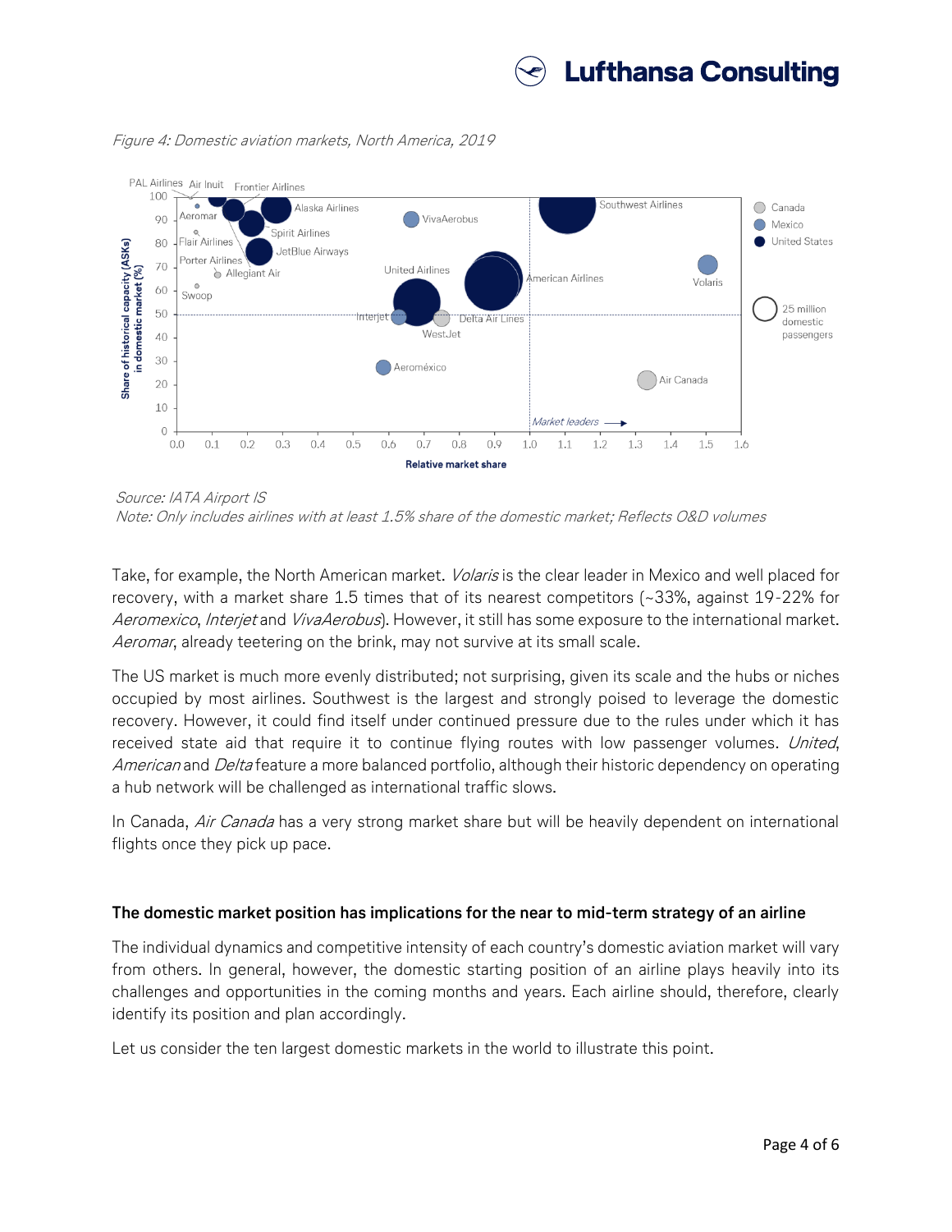*Figure 4: Domestic aviation markets, North America, 2019*

*Source: IATA Airport IS*
*Note: Only includes airlines with at least 1.5% share of the domestic market; Reflects O&D volumes*

Take, for example, the North American market. *Volaris* is the clear leader in Mexico and well placed for recovery, with a market share 1.5 times that of its nearest competitors (~33%, against 19-22% for *Aeromexico*, *Interjet* and *VivaAerobus*). However, it still has some exposure to the international market. *Aeromar*, already teetering on the brink, may not survive at its small scale.

The US market is much more evenly distributed; not surprising, given its scale and the hubs or niches occupied by most airlines. Southwest is the largest and strongly poised to leverage the domestic recovery. However, it could find itself under continued pressure due to the rules under which it has received state aid that require it to continue flying routes with low passenger volumes. *United*, *American* and *Delta* feature a more balanced portfolio, although their historic dependency on operating a hub network will be challenged as international traffic slows.

In Canada, *Air Canada* has a very strong market share but will be heavily dependent on international flights once they pick up pace.

### The domestic market position has implications for the near to mid-term strategy of an airline

The individual dynamics and competitive intensity of each country's domestic aviation market will vary from others. In general, however, the domestic starting position of an airline plays heavily into its challenges and opportunities in the coming months and years. Each airline should, therefore, clearly identify its position and plan accordingly.

Let us consider the ten largest domestic markets in the world to illustrate this point.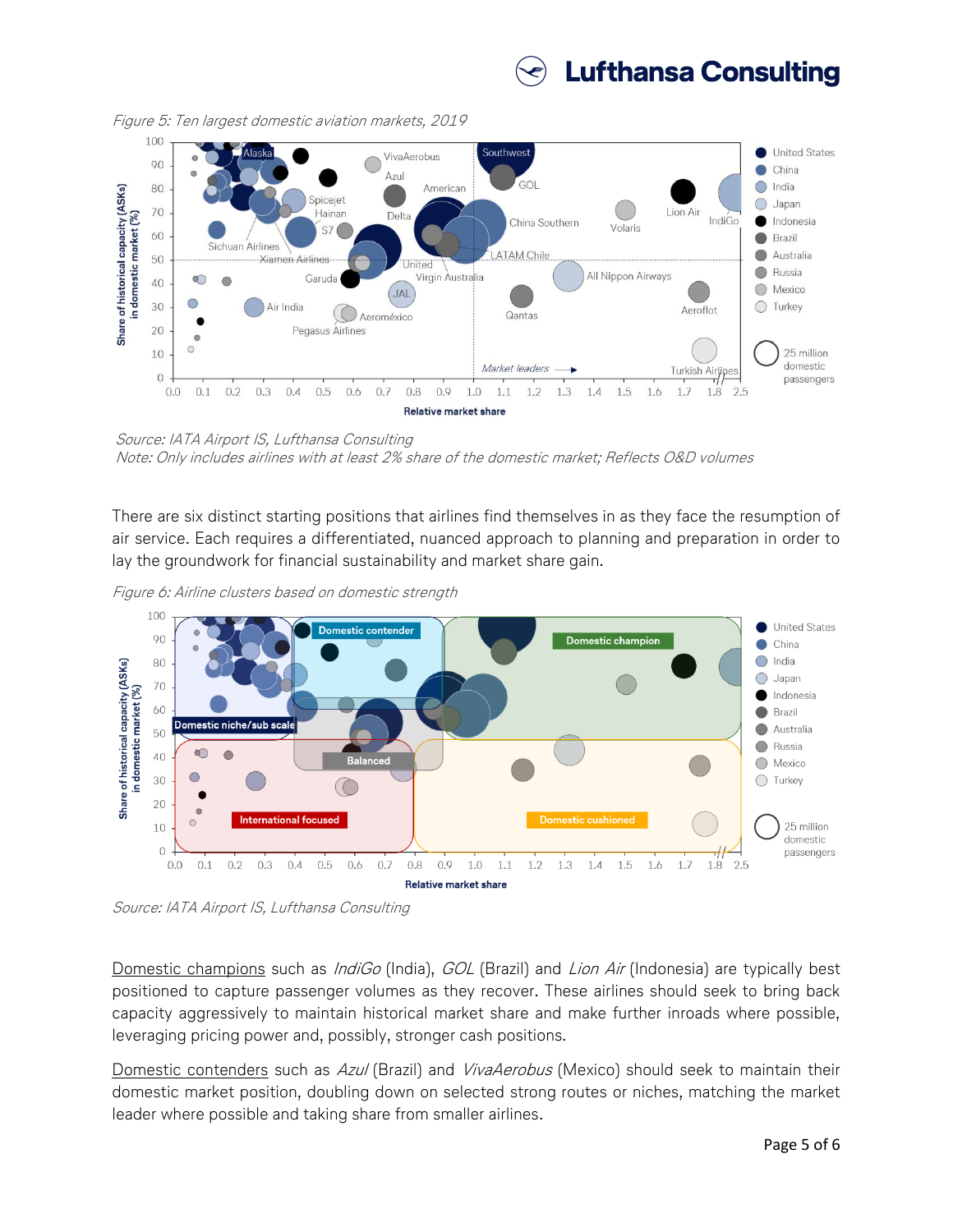*Figure 5: Ten largest domestic aviation markets, 2019*

*Source: IATA Airport IS, Lufthansa Consulting*
*Note: Only includes airlines with at least 2% share of the domestic market; Reflects O&D volumes*

There are six distinct starting positions that airlines find themselves in as they face the resumption of air service. Each requires a differentiated, nuanced approach to planning and preparation in order to lay the groundwork for financial sustainability and market share gain.

*Figure 6: Airline clusters based on domestic strength*

*Source: IATA Airport IS, Lufthansa Consulting*

Domestic champions such as *IndiGo* (India), *GOL* (Brazil) and *Lion Air* (Indonesia) are typically best positioned to capture passenger volumes as they recover. These airlines should seek to bring back capacity aggressively to maintain historical market share and make further inroads where possible, leveraging pricing power and, possibly, stronger cash positions.

Domestic contenders such as *Azul* (Brazil) and *VivaAerobus* (Mexico) should seek to maintain their domestic market position, doubling down on selected strong routes or niches, matching the market leader where possible and taking share from smaller airlines.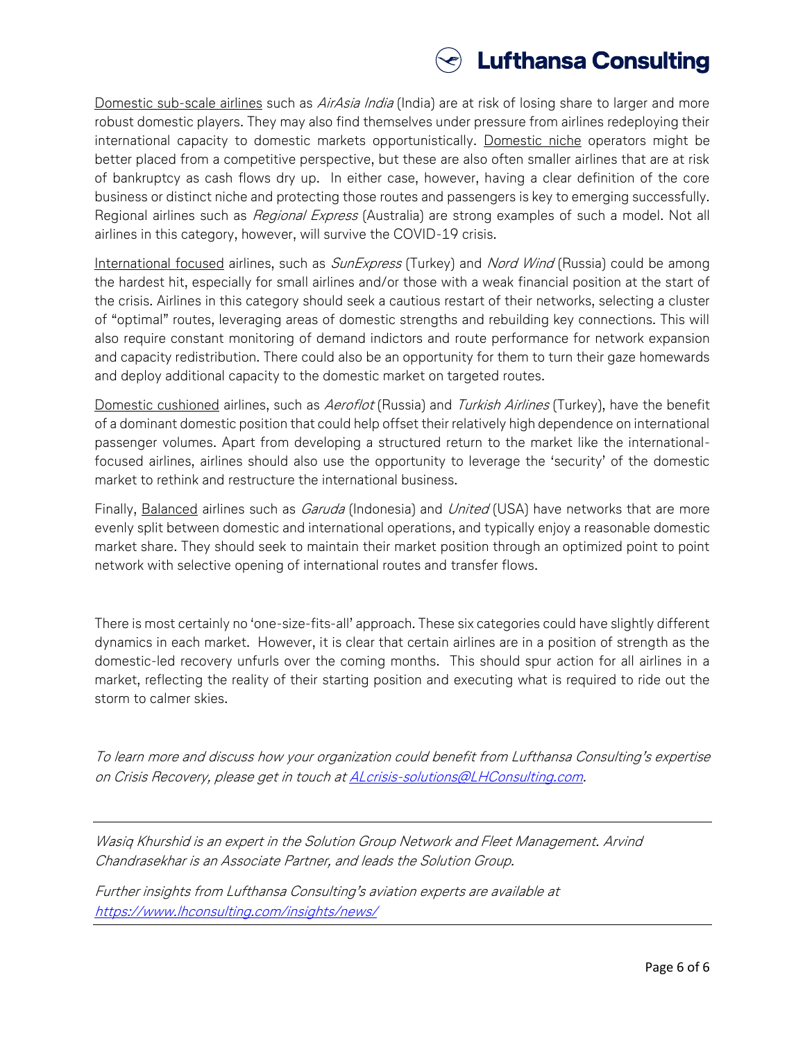Domestic sub-scale airlines such as *AirAsia India* (India) are at risk of losing share to larger and more robust domestic players. They may also find themselves under pressure from airlines redeploying their international capacity to domestic markets opportunistically. Domestic niche operators might be better placed from a competitive perspective, but these are also often smaller airlines that are at risk of bankruptcy as cash flows dry up. In either case, however, having a clear definition of the core business or distinct niche and protecting those routes and passengers is key to emerging successfully. Regional airlines such as *Regional Express* (Australia) are strong examples of such a model. Not all airlines in this category, however, will survive the COVID-19 crisis.

International focused airlines, such as *SunExpress* (Turkey) and *Nord Wind* (Russia) could be among the hardest hit, especially for small airlines and/or those with a weak financial position at the start of the crisis. Airlines in this category should seek a cautious restart of their networks, selecting a cluster of "optimal" routes, leveraging areas of domestic strengths and rebuilding key connections. This will also require constant monitoring of demand indictors and route performance for network expansion and capacity redistribution. There could also be an opportunity for them to turn their gaze homewards and deploy additional capacity to the domestic market on targeted routes.

Domestic cushioned airlines, such as *Aeroflot* (Russia) and *Turkish Airlines* (Turkey), have the benefit of a dominant domestic position that could help offset their relatively high dependence on international passenger volumes. Apart from developing a structured return to the market like the international-focused airlines, airlines should also use the opportunity to leverage the 'security' of the domestic market to rethink and restructure the international business.

Finally, Balanced airlines such as *Garuda* (Indonesia) and *United* (USA) have networks that are more evenly split between domestic and international operations, and typically enjoy a reasonable domestic market share. They should seek to maintain their market position through an optimized point to point network with selective opening of international routes and transfer flows.

There is most certainly no 'one-size-fits-all' approach. These six categories could have slightly different dynamics in each market. However, it is clear that certain airlines are in a position of strength as the domestic-led recovery unfurls over the coming months. This should spur action for all airlines in a market, reflecting the reality of their starting position and executing what is required to ride out the storm to calmer skies.

*To learn more and discuss how your organization could benefit from Lufthansa Consulting's expertise on Crisis Recovery, please get in touch at [ALcrisis-solutions@LHConsulting.com](mailto:ALcrisis-solutions@LHConsulting.com).*

---

*Wasiq Khurshid is an expert in the Solution Group Network and Fleet Management. Arvind Chandrasekhar is an Associate Partner, and leads the Solution Group.*

*Further insights from Lufthansa Consulting's aviation experts are available at [https://www.lhconsulting.com/insights/news/](https://www.lhconsulting.com/insights/news/)*